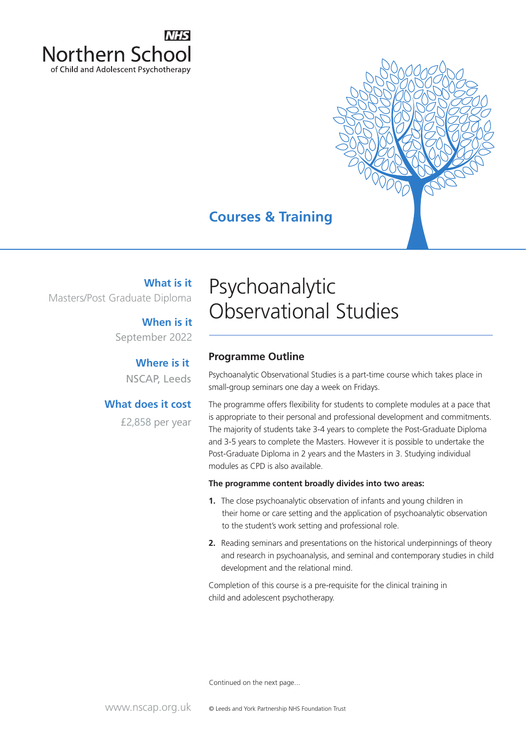NHS

Northern School
of Child and Adolescent Psychotherapy

Courses & Training

**What is it**
Masters/Post Graduate Diploma

**When is it**
September 2022

**Where is it**
NSCAP, Leeds

**What does it cost**
£2,858 per year

# Psychoanalytic Observational Studies

## Programme Outline

Psychoanalytic Observational Studies is a part-time course which takes place in small-group seminars one day a week on Fridays.

The programme offers flexibility for students to complete modules at a pace that is appropriate to their personal and professional development and commitments. The majority of students take 3-4 years to complete the Post-Graduate Diploma and 3-5 years to complete the Masters. However it is possible to undertake the Post-Graduate Diploma in 2 years and the Masters in 3. Studying individual modules as CPD is also available.

**The programme content broadly divides into two areas:**

1. The close psychoanalytic observation of infants and young children in their home or care setting and the application of psychoanalytic observation to the student's work setting and professional role.
2. Reading seminars and presentations on the historical underpinnings of theory and research in psychoanalysis, and seminal and contemporary studies in child development and the relational mind.

Completion of this course is a pre-requisite for the clinical training in child and adolescent psychotherapy.

Continued on the next page...

www.nscap.org.uk

© Leeds and York Partnership NHS Foundation Trust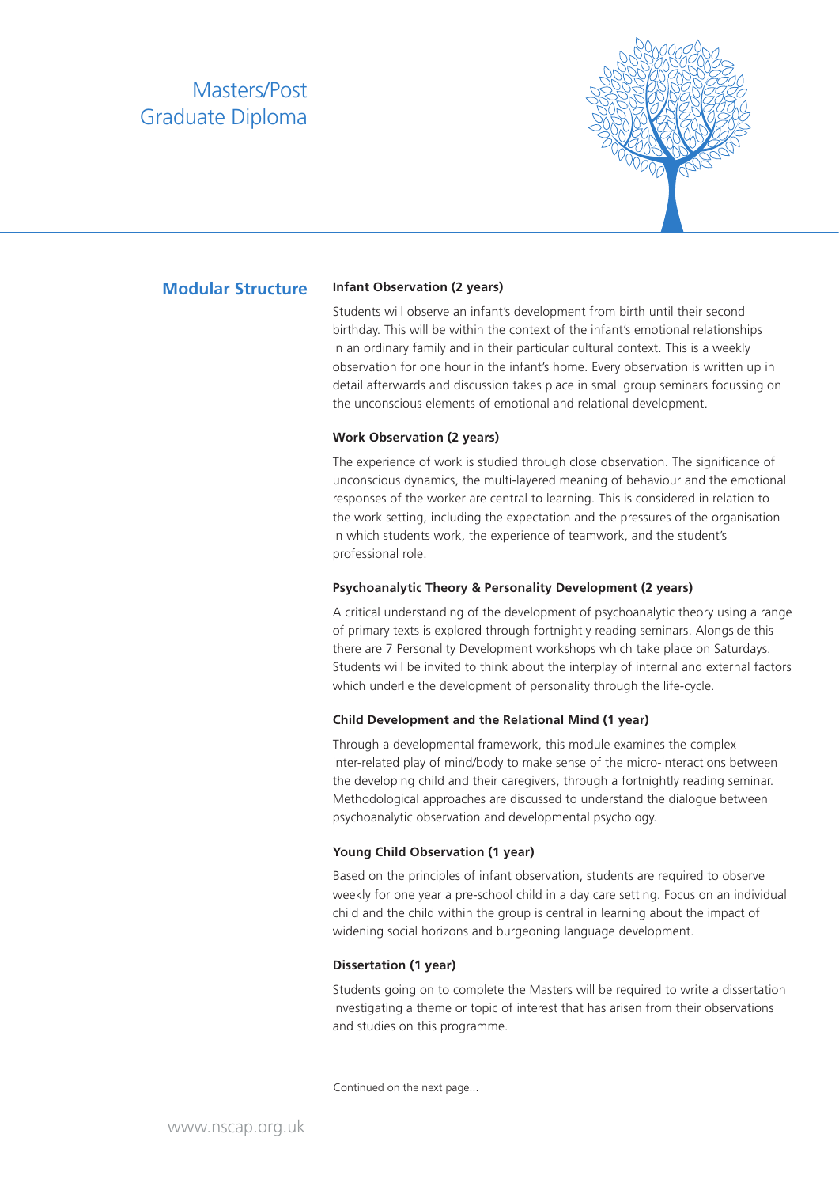# Masters/Post Graduate Diploma

## Modular Structure

### Infant Observation (2 years)

Students will observe an infant's development from birth until their second birthday. This will be within the context of the infant's emotional relationships in an ordinary family and in their particular cultural context. This is a weekly observation for one hour in the infant's home. Every observation is written up in detail afterwards and discussion takes place in small group seminars focussing on the unconscious elements of emotional and relational development.

### Work Observation (2 years)

The experience of work is studied through close observation. The significance of unconscious dynamics, the multi-layered meaning of behaviour and the emotional responses of the worker are central to learning. This is considered in relation to the work setting, including the expectation and the pressures of the organisation in which students work, the experience of teamwork, and the student's professional role.

### Psychoanalytic Theory & Personality Development (2 years)

A critical understanding of the development of psychoanalytic theory using a range of primary texts is explored through fortnightly reading seminars. Alongside this there are 7 Personality Development workshops which take place on Saturdays. Students will be invited to think about the interplay of internal and external factors which underlie the development of personality through the life-cycle.

### Child Development and the Relational Mind (1 year)

Through a developmental framework, this module examines the complex inter-related play of mind/body to make sense of the micro-interactions between the developing child and their caregivers, through a fortnightly reading seminar. Methodological approaches are discussed to understand the dialogue between psychoanalytic observation and developmental psychology.

### Young Child Observation (1 year)

Based on the principles of infant observation, students are required to observe weekly for one year a pre-school child in a day care setting. Focus on an individual child and the child within the group is central in learning about the impact of widening social horizons and burgeoning language development.

### Dissertation (1 year)

Students going on to complete the Masters will be required to write a dissertation investigating a theme or topic of interest that has arisen from their observations and studies on this programme.

Continued on the next page...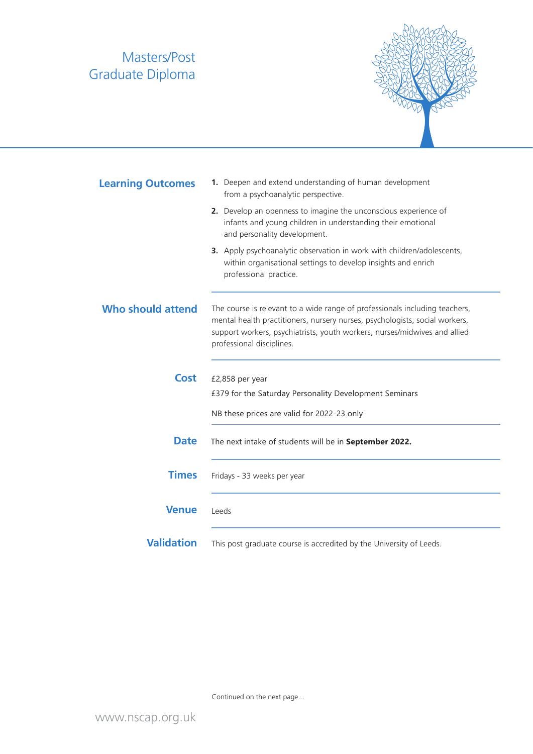# Masters/Post Graduate Diploma

## Learning Outcomes

1. Deepen and extend understanding of human development from a psychoanalytic perspective.
2. Develop an openness to imagine the unconscious experience of infants and young children in understanding their emotional and personality development.
3. Apply psychoanalytic observation in work with children/adolescents, within organisational settings to develop insights and enrich professional practice.

## Who should attend

The course is relevant to a wide range of professionals including teachers, mental health practitioners, nursery nurses, psychologists, social workers, support workers, psychiatrists, youth workers, nurses/midwives and allied professional disciplines.

## Cost

£2,858 per year

£379 for the Saturday Personality Development Seminars

NB these prices are valid for 2022-23 only

## Date

The next intake of students will be in **September 2022.**

## Times

Fridays - 33 weeks per year

## Venue

Leeds

## Validation

This post graduate course is accredited by the University of Leeds.

Continued on the next page...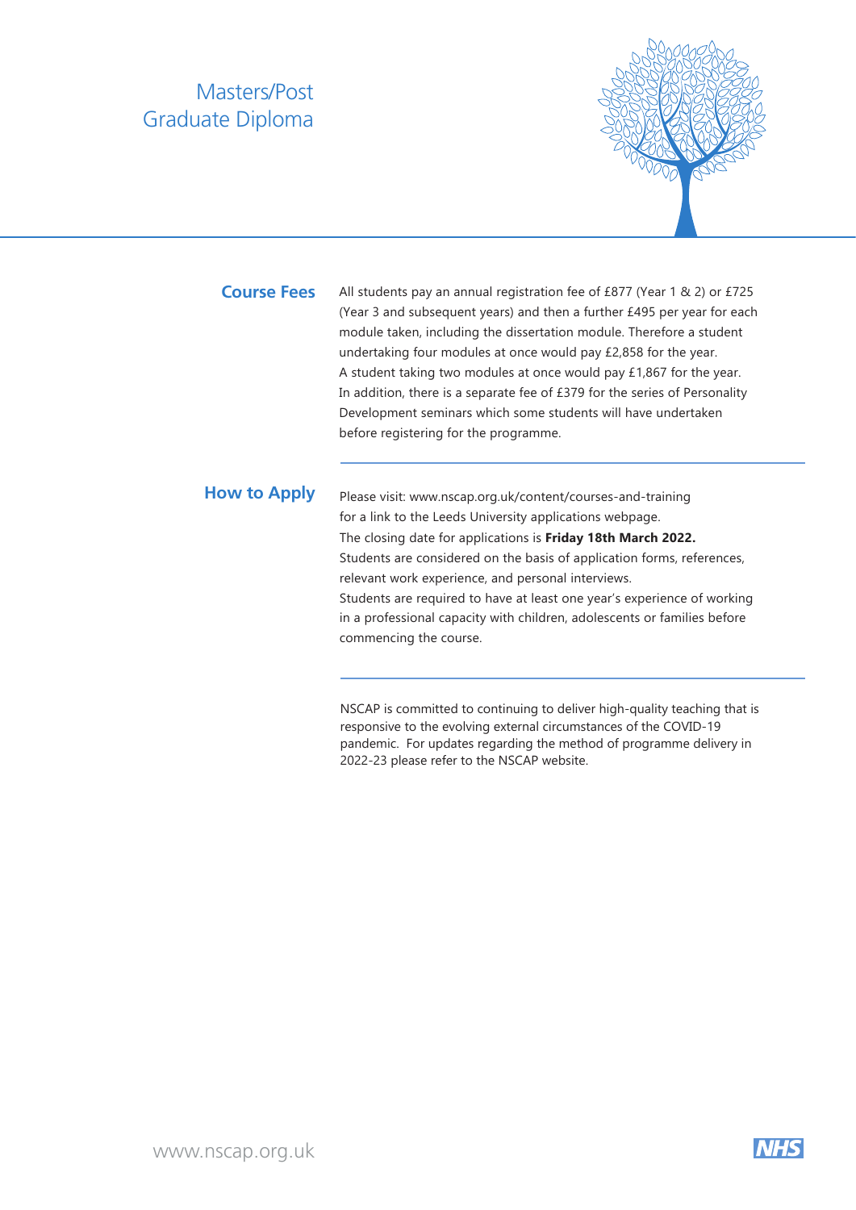# Masters/Post Graduate Diploma

## Course Fees

All students pay an annual registration fee of £877 (Year 1 & 2) or £725 (Year 3 and subsequent years) and then a further £495 per year for each module taken, including the dissertation module. Therefore a student undertaking four modules at once would pay £2,858 for the year. A student taking two modules at once would pay £1,867 for the year. In addition, there is a separate fee of £379 for the series of Personality Development seminars which some students will have undertaken before registering for the programme.

## How to Apply

Please visit: www.nscap.org.uk/content/courses-and-training for a link to the Leeds University applications webpage.
The closing date for applications is **Friday 18th March 2022.**
Students are considered on the basis of application forms, references, relevant work experience, and personal interviews.
Students are required to have at least one year's experience of working in a professional capacity with children, adolescents or families before commencing the course.

NSCAP is committed to continuing to deliver high-quality teaching that is responsive to the evolving external circumstances of the COVID-19 pandemic. For updates regarding the method of programme delivery in 2022-23 please refer to the NSCAP website.